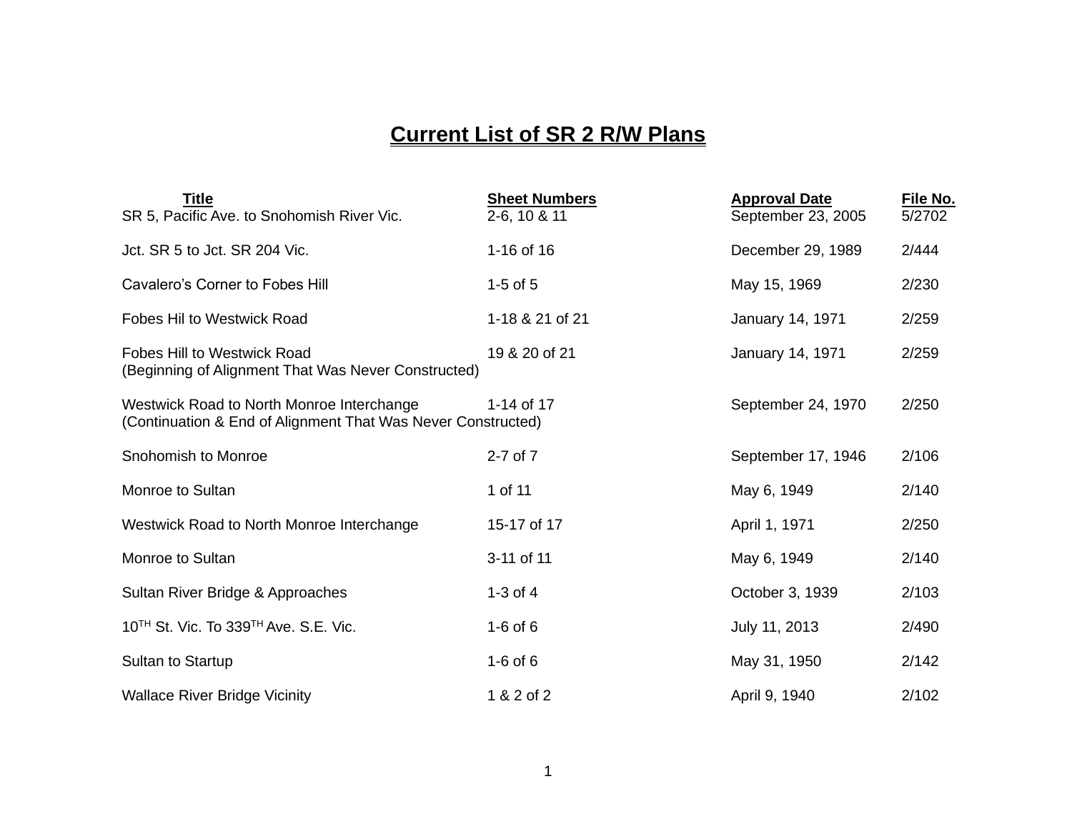# Current List of SR 2 R/W Plans

| Title | Sheet Numbers | Approval Date | File No. |
| --- | --- | --- | --- |
| SR 5, Pacific Ave. to Snohomish River Vic. | 2-6, 10 & 11 | September 23, 2005 | 5/2702 |
| Jct. SR 5 to Jct. SR 204 Vic. | 1-16 of 16 | December 29, 1989 | 2/444 |
| Cavalero's Corner to Fobes Hill | 1-5 of 5 | May 15, 1969 | 2/230 |
| Fobes Hil to Westwick Road | 1-18 & 21 of 21 | January 14, 1971 | 2/259 |
| Fobes Hill to Westwick Road (Beginning of Alignment That Was Never Constructed) | 19 & 20 of 21 | January 14, 1971 | 2/259 |
| Westwick Road to North Monroe Interchange (Continuation & End of Alignment That Was Never Constructed) | 1-14 of 17 | September 24, 1970 | 2/250 |
| Snohomish to Monroe | 2-7 of 7 | September 17, 1946 | 2/106 |
| Monroe to Sultan | 1 of 11 | May 6, 1949 | 2/140 |
| Westwick Road to North Monroe Interchange | 15-17 of 17 | April 1, 1971 | 2/250 |
| Monroe to Sultan | 3-11 of 11 | May 6, 1949 | 2/140 |
| Sultan River Bridge & Approaches | 1-3 of 4 | October 3, 1939 | 2/103 |
| 10TH St. Vic. To 339TH Ave. S.E. Vic. | 1-6 of 6 | July 11, 2013 | 2/490 |
| Sultan to Startup | 1-6 of 6 | May 31, 1950 | 2/142 |
| Wallace River Bridge Vicinity | 1 & 2 of 2 | April 9, 1940 | 2/102 |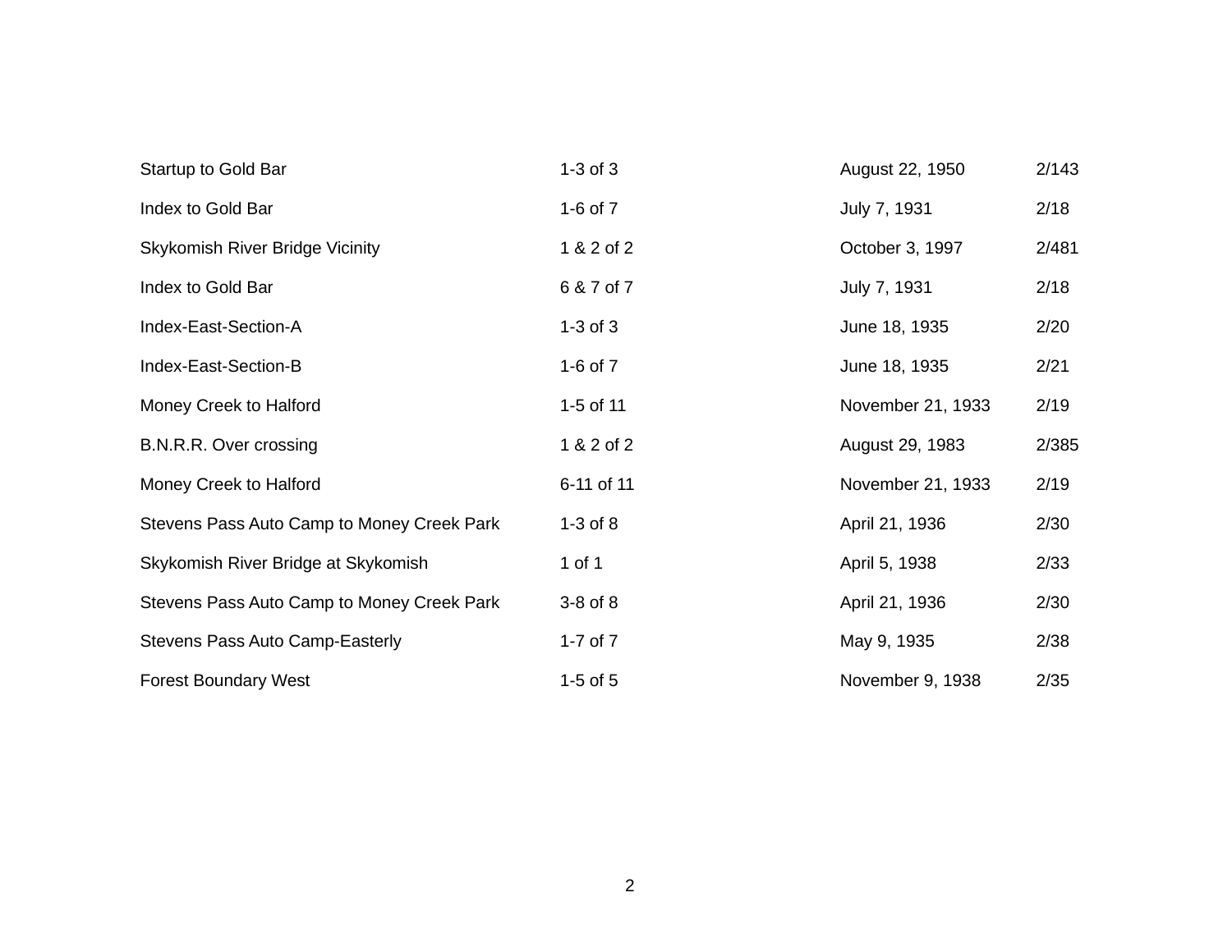| | | | |
|---|---|---|---|
| Startup to Gold Bar | 1-3 of 3 | August 22, 1950 | 2/143 |
| Index to Gold Bar | 1-6 of 7 | July 7, 1931 | 2/18 |
| Skykomish River Bridge Vicinity | 1 & 2 of 2 | October 3, 1997 | 2/481 |
| Index to Gold Bar | 6 & 7 of 7 | July 7, 1931 | 2/18 |
| Index-East-Section-A | 1-3 of 3 | June 18, 1935 | 2/20 |
| Index-East-Section-B | 1-6 of 7 | June 18, 1935 | 2/21 |
| Money Creek to Halford | 1-5 of 11 | November 21, 1933 | 2/19 |
| B.N.R.R. Over crossing | 1 & 2 of 2 | August 29, 1983 | 2/385 |
| Money Creek to Halford | 6-11 of 11 | November 21, 1933 | 2/19 |
| Stevens Pass Auto Camp to Money Creek Park | 1-3 of 8 | April 21, 1936 | 2/30 |
| Skykomish River Bridge at Skykomish | 1 of 1 | April 5, 1938 | 2/33 |
| Stevens Pass Auto Camp to Money Creek Park | 3-8 of 8 | April 21, 1936 | 2/30 |
| Stevens Pass Auto Camp-Easterly | 1-7 of 7 | May 9, 1935 | 2/38 |
| Forest Boundary West | 1-5 of 5 | November 9, 1938 | 2/35 |